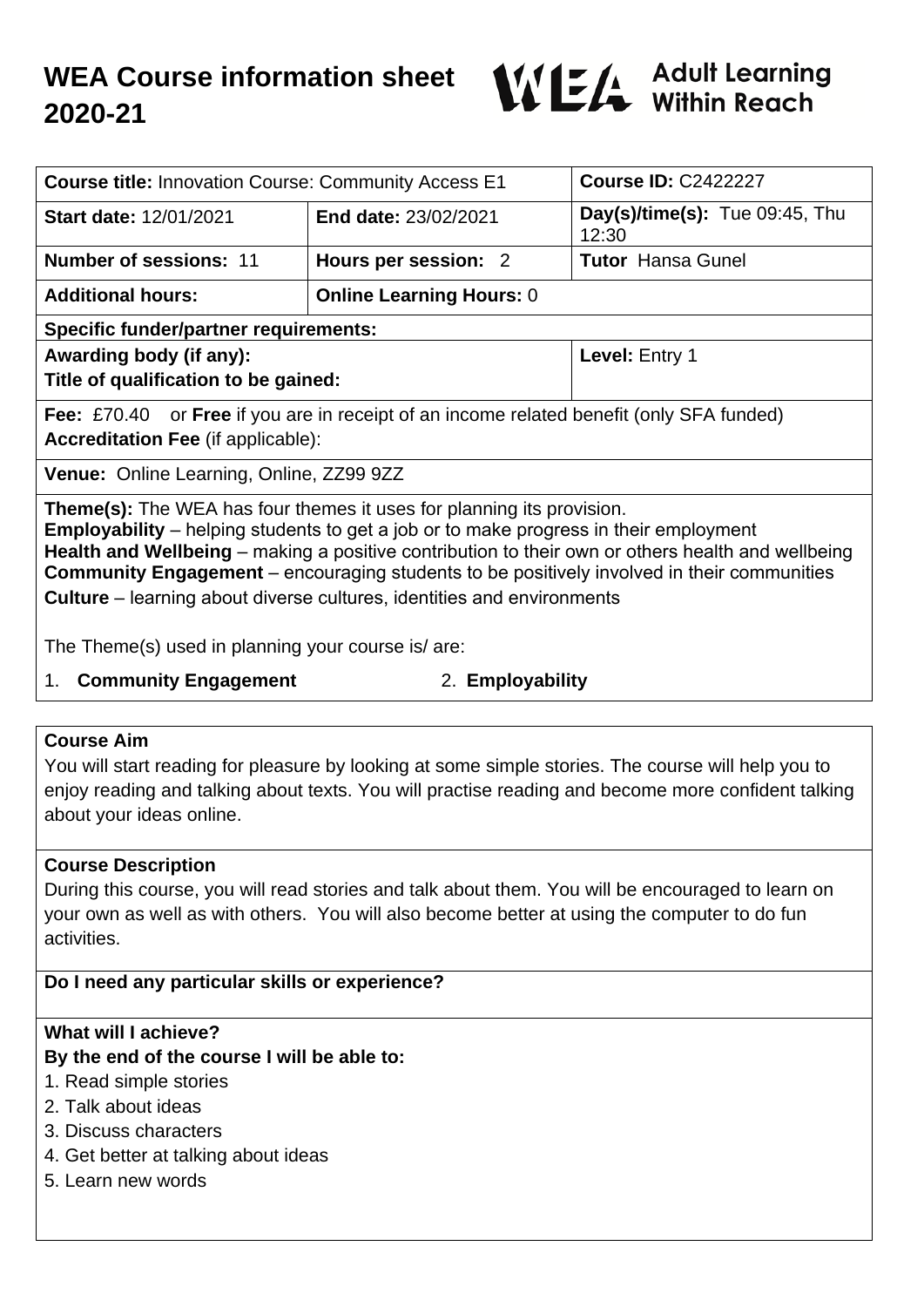# WEA Course information sheet 2020-21

WEA Adult Learning Within Reach

| **Course title:** Innovation Course: Community Access E1 | | **Course ID:** C2422227 |
|---|---|---|
| **Start date:** 12/01/2021 | **End date:** 23/02/2021 | **Day(s)/time(s):** Tue 09:45, Thu 12:30 |
| **Number of sessions:** 11 | **Hours per session:** 2 | **Tutor** Hansa Gunel |
| **Additional hours:** | **Online Learning Hours:** 0 | |
| **Specific funder/partner requirements:** | | |
| **Awarding body (if any):** **Title of qualification to be gained:** | | **Level:** Entry 1 |
| **Fee:** £70.40 or **Free** if you are in receipt of an income related benefit (only SFA funded) **Accreditation Fee** (if applicable): | | |
| **Venue:** Online Learning, Online, ZZ99 9ZZ | | |

**Theme(s):** The WEA has four themes it uses for planning its provision.
**Employability** – helping students to get a job or to make progress in their employment
**Health and Wellbeing** – making a positive contribution to their own or others health and wellbeing
**Community Engagement** – encouraging students to be positively involved in their communities
**Culture** – learning about diverse cultures, identities and environments

The Theme(s) used in planning your course is/ are:

1. **Community Engagement**
2. **Employability**

## Course Aim

You will start reading for pleasure by looking at some simple stories. The course will help you to enjoy reading and talking about texts. You will practise reading and become more confident talking about your ideas online.

## Course Description

During this course, you will read stories and talk about them. You will be encouraged to learn on your own as well as with others. You will also become better at using the computer to do fun activities.

## Do I need any particular skills or experience?

## What will I achieve?

**By the end of the course I will be able to:**

1. Read simple stories
2. Talk about ideas
3. Discuss characters
4. Get better at talking about ideas
5. Learn new words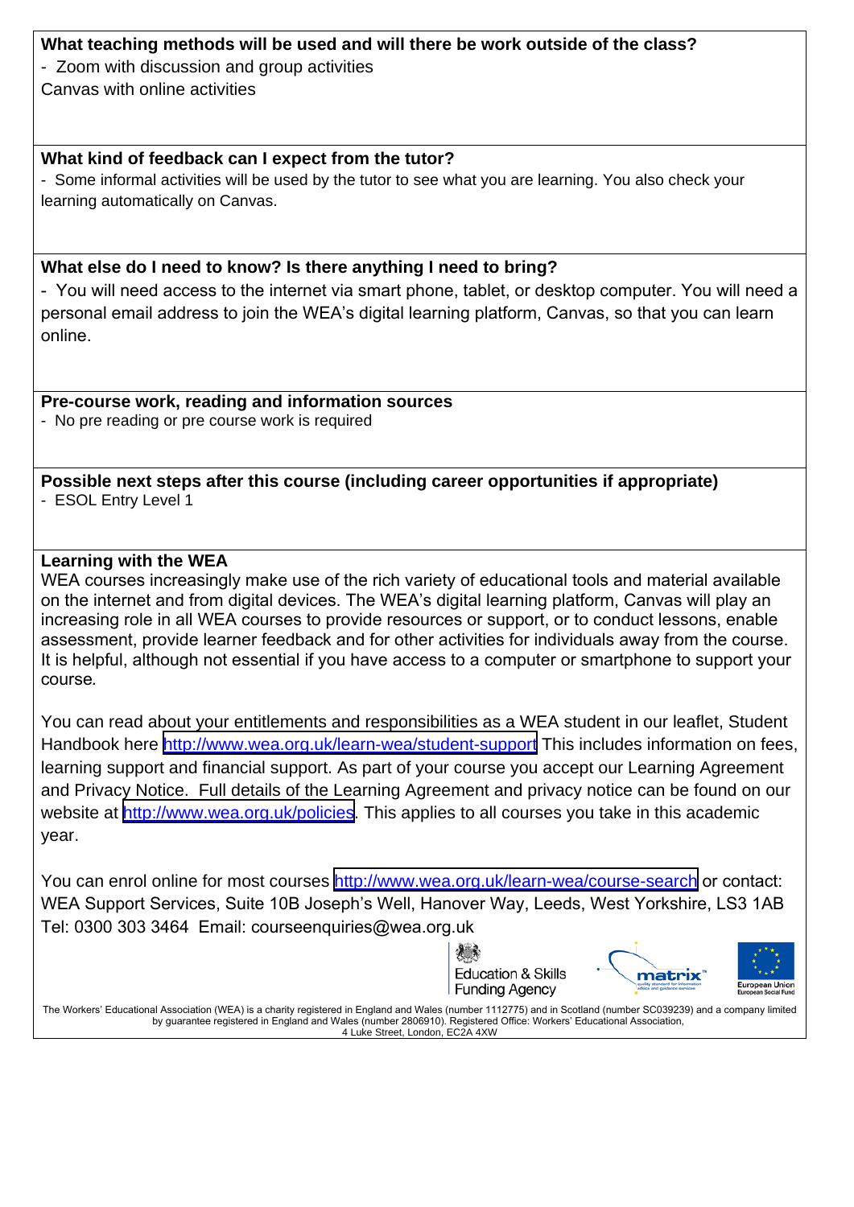**What teaching methods will be used and will there be work outside of the class?**

- Zoom with discussion and group activities

Canvas with online activities

**What kind of feedback can I expect from the tutor?**

- Some informal activities will be used by the tutor to see what you are learning. You also check your learning automatically on Canvas.

**What else do I need to know? Is there anything I need to bring?**

- You will need access to the internet via smart phone, tablet, or desktop computer. You will need a personal email address to join the WEA's digital learning platform, Canvas, so that you can learn online.

**Pre-course work, reading and information sources**

- No pre reading or pre course work is required

**Possible next steps after this course (including career opportunities if appropriate)**

- ESOL Entry Level 1

**Learning with the WEA**

WEA courses increasingly make use of the rich variety of educational tools and material available on the internet and from digital devices. The WEA's digital learning platform, Canvas will play an increasing role in all WEA courses to provide resources or support, or to conduct lessons, enable assessment, provide learner feedback and for other activities for individuals away from the course. It is helpful, although not essential if you have access to a computer or smartphone to support your course.

You can read about your entitlements and responsibilities as a WEA student in our leaflet, Student Handbook here http://www.wea.org.uk/learn-wea/student-support This includes information on fees, learning support and financial support. As part of your course you accept our Learning Agreement and Privacy Notice. Full details of the Learning Agreement and privacy notice can be found on our website at http://www.wea.org.uk/policies. This applies to all courses you take in this academic year.

You can enrol online for most courses http://www.wea.org.uk/learn-wea/course-search or contact: WEA Support Services, Suite 10B Joseph's Well, Hanover Way, Leeds, West Yorkshire, LS3 1AB Tel: 0300 303 3464 Email: courseenquiries@wea.org.uk

Education & Skills Funding Agency

matrix

European Union European Social Fund

The Workers' Educational Association (WEA) is a charity registered in England and Wales (number 1112775) and in Scotland (number SC039239) and a company limited by guarantee registered in England and Wales (number 2806910). Registered Office: Workers' Educational Association, 4 Luke Street, London, EC2A 4XW